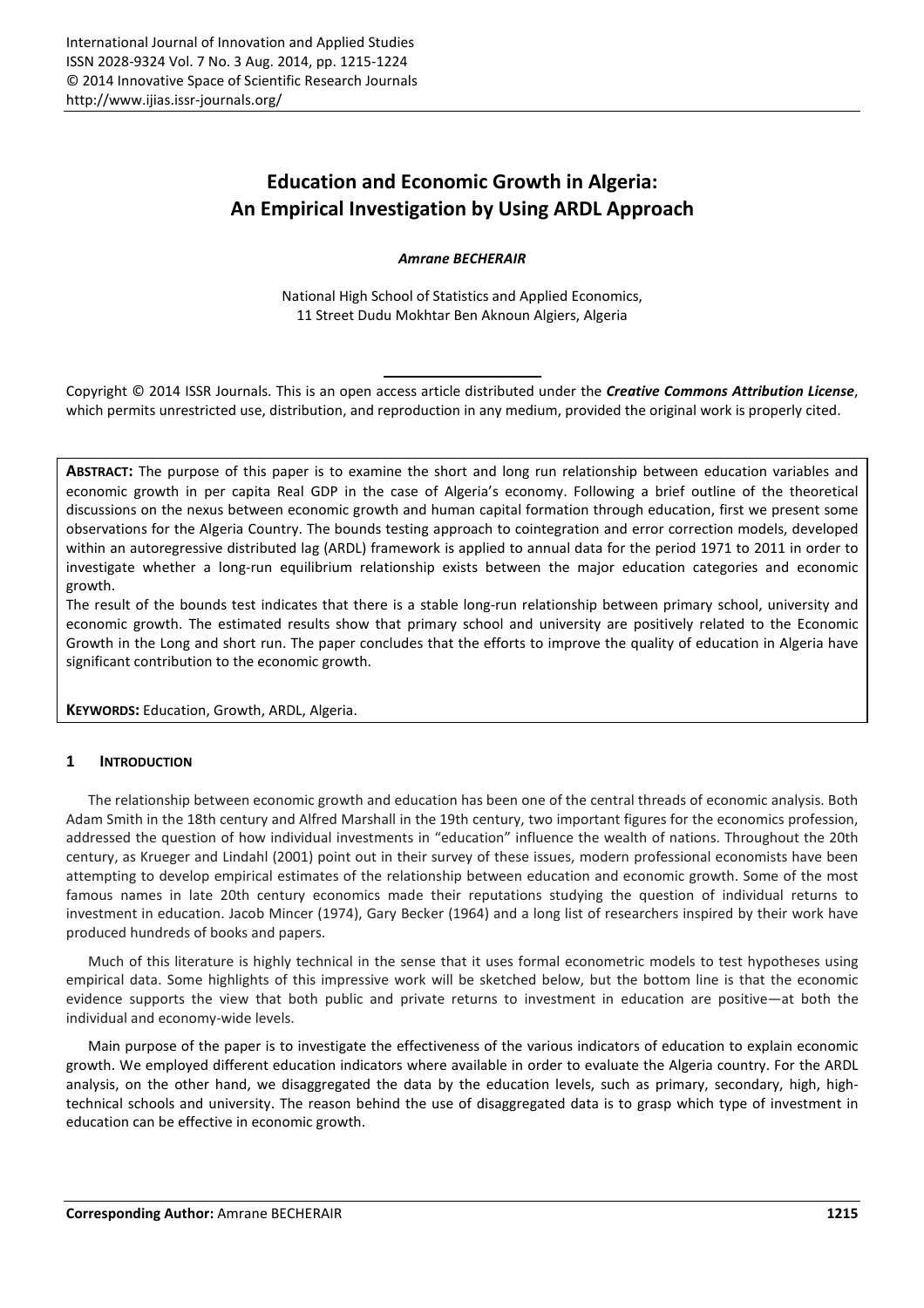# Education and Economic Growth in Algeria: An Empirical Investigation by Using ARDL Approach

***Amrane BECHERAIR***

National High School of Statistics and Applied Economics,
11 Street Dudu Mokhtar Ben Aknoun Algiers, Algeria

Copyright © 2014 ISSR Journals. This is an open access article distributed under the ***Creative Commons Attribution License***, which permits unrestricted use, distribution, and reproduction in any medium, provided the original work is properly cited.

**ABSTRACT:** The purpose of this paper is to examine the short and long run relationship between education variables and economic growth in per capita Real GDP in the case of Algeria's economy. Following a brief outline of the theoretical discussions on the nexus between economic growth and human capital formation through education, first we present some observations for the Algeria Country. The bounds testing approach to cointegration and error correction models, developed within an autoregressive distributed lag (ARDL) framework is applied to annual data for the period 1971 to 2011 in order to investigate whether a long-run equilibrium relationship exists between the major education categories and economic growth.

The result of the bounds test indicates that there is a stable long-run relationship between primary school, university and economic growth. The estimated results show that primary school and university are positively related to the Economic Growth in the Long and short run. The paper concludes that the efforts to improve the quality of education in Algeria have significant contribution to the economic growth.

**KEYWORDS:** Education, Growth, ARDL, Algeria.

## 1 INTRODUCTION

The relationship between economic growth and education has been one of the central threads of economic analysis. Both Adam Smith in the 18th century and Alfred Marshall in the 19th century, two important figures for the economics profession, addressed the question of how individual investments in "education" influence the wealth of nations. Throughout the 20th century, as Krueger and Lindahl (2001) point out in their survey of these issues, modern professional economists have been attempting to develop empirical estimates of the relationship between education and economic growth. Some of the most famous names in late 20th century economics made their reputations studying the question of individual returns to investment in education. Jacob Mincer (1974), Gary Becker (1964) and a long list of researchers inspired by their work have produced hundreds of books and papers.

Much of this literature is highly technical in the sense that it uses formal econometric models to test hypotheses using empirical data. Some highlights of this impressive work will be sketched below, but the bottom line is that the economic evidence supports the view that both public and private returns to investment in education are positive—at both the individual and economy-wide levels.

Main purpose of the paper is to investigate the effectiveness of the various indicators of education to explain economic growth. We employed different education indicators where available in order to evaluate the Algeria country. For the ARDL analysis, on the other hand, we disaggregated the data by the education levels, such as primary, secondary, high, high-technical schools and university. The reason behind the use of disaggregated data is to grasp which type of investment in education can be effective in economic growth.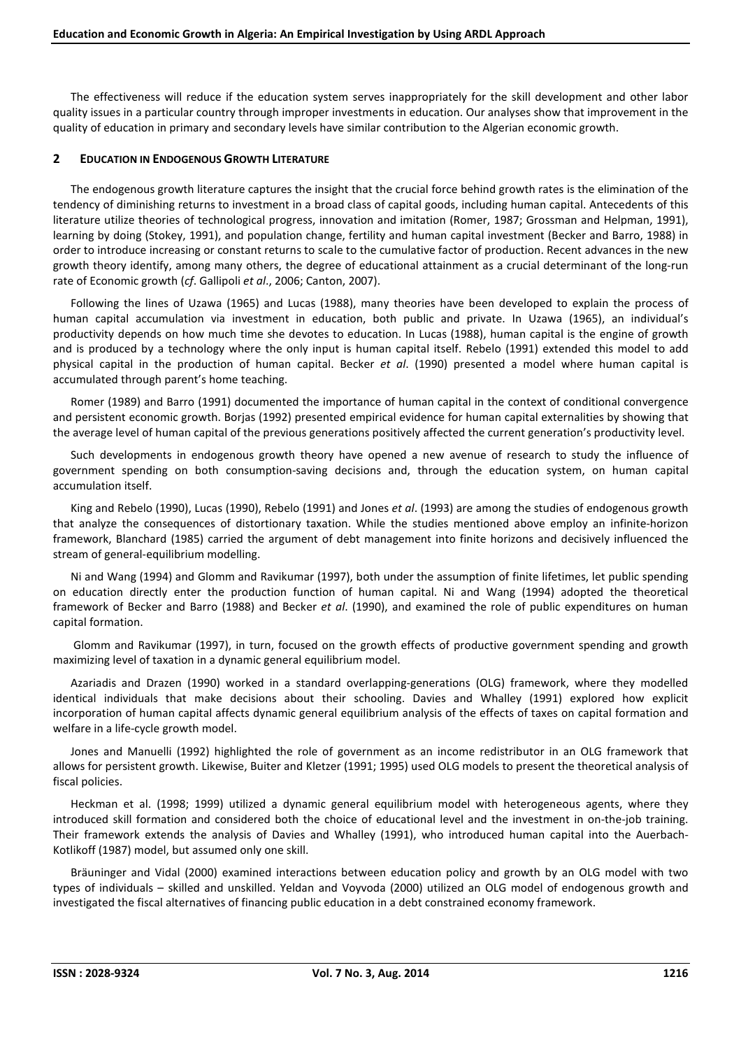The effectiveness will reduce if the education system serves inappropriately for the skill development and other labor quality issues in a particular country through improper investments in education. Our analyses show that improvement in the quality of education in primary and secondary levels have similar contribution to the Algerian economic growth.

## 2 EDUCATION IN ENDOGENOUS GROWTH LITERATURE

The endogenous growth literature captures the insight that the crucial force behind growth rates is the elimination of the tendency of diminishing returns to investment in a broad class of capital goods, including human capital. Antecedents of this literature utilize theories of technological progress, innovation and imitation (Romer, 1987; Grossman and Helpman, 1991), learning by doing (Stokey, 1991), and population change, fertility and human capital investment (Becker and Barro, 1988) in order to introduce increasing or constant returns to scale to the cumulative factor of production. Recent advances in the new growth theory identify, among many others, the degree of educational attainment as a crucial determinant of the long-run rate of Economic growth (*cf*. Gallipoli *et al*., 2006; Canton, 2007).

Following the lines of Uzawa (1965) and Lucas (1988), many theories have been developed to explain the process of human capital accumulation via investment in education, both public and private. In Uzawa (1965), an individual's productivity depends on how much time she devotes to education. In Lucas (1988), human capital is the engine of growth and is produced by a technology where the only input is human capital itself. Rebelo (1991) extended this model to add physical capital in the production of human capital. Becker *et al*. (1990) presented a model where human capital is accumulated through parent's home teaching.

Romer (1989) and Barro (1991) documented the importance of human capital in the context of conditional convergence and persistent economic growth. Borjas (1992) presented empirical evidence for human capital externalities by showing that the average level of human capital of the previous generations positively affected the current generation's productivity level.

Such developments in endogenous growth theory have opened a new avenue of research to study the influence of government spending on both consumption-saving decisions and, through the education system, on human capital accumulation itself.

King and Rebelo (1990), Lucas (1990), Rebelo (1991) and Jones *et al*. (1993) are among the studies of endogenous growth that analyze the consequences of distortionary taxation. While the studies mentioned above employ an infinite-horizon framework, Blanchard (1985) carried the argument of debt management into finite horizons and decisively influenced the stream of general-equilibrium modelling.

Ni and Wang (1994) and Glomm and Ravikumar (1997), both under the assumption of finite lifetimes, let public spending on education directly enter the production function of human capital. Ni and Wang (1994) adopted the theoretical framework of Becker and Barro (1988) and Becker *et al*. (1990), and examined the role of public expenditures on human capital formation.

Glomm and Ravikumar (1997), in turn, focused on the growth effects of productive government spending and growth maximizing level of taxation in a dynamic general equilibrium model.

Azariadis and Drazen (1990) worked in a standard overlapping-generations (OLG) framework, where they modelled identical individuals that make decisions about their schooling. Davies and Whalley (1991) explored how explicit incorporation of human capital affects dynamic general equilibrium analysis of the effects of taxes on capital formation and welfare in a life-cycle growth model.

Jones and Manuelli (1992) highlighted the role of government as an income redistributor in an OLG framework that allows for persistent growth. Likewise, Buiter and Kletzer (1991; 1995) used OLG models to present the theoretical analysis of fiscal policies.

Heckman et al. (1998; 1999) utilized a dynamic general equilibrium model with heterogeneous agents, where they introduced skill formation and considered both the choice of educational level and the investment in on-the-job training. Their framework extends the analysis of Davies and Whalley (1991), who introduced human capital into the Auerbach-Kotlikoff (1987) model, but assumed only one skill.

Bräuninger and Vidal (2000) examined interactions between education policy and growth by an OLG model with two types of individuals – skilled and unskilled. Yeldan and Voyvoda (2000) utilized an OLG model of endogenous growth and investigated the fiscal alternatives of financing public education in a debt constrained economy framework.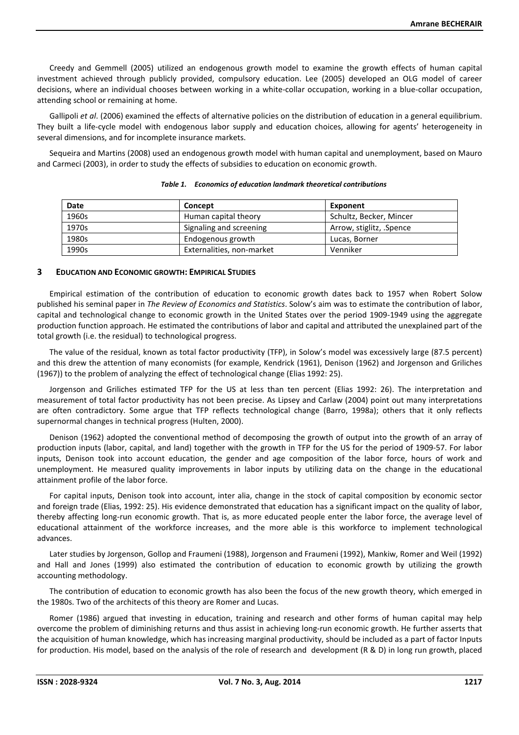Creedy and Gemmell (2005) utilized an endogenous growth model to examine the growth effects of human capital investment achieved through publicly provided, compulsory education. Lee (2005) developed an OLG model of career decisions, where an individual chooses between working in a white-collar occupation, working in a blue-collar occupation, attending school or remaining at home.

Gallipoli *et al*. (2006) examined the effects of alternative policies on the distribution of education in a general equilibrium. They built a life-cycle model with endogenous labor supply and education choices, allowing for agents' heterogeneity in several dimensions, and for incomplete insurance markets.

Sequeira and Martins (2008) used an endogenous growth model with human capital and unemployment, based on Mauro and Carmeci (2003), in order to study the effects of subsidies to education on economic growth.

***Table 1. Economics of education landmark theoretical contributions***

| Date | Concept | Exponent |
|---|---|---|
| 1960s | Human capital theory | Schultz, Becker, Mincer |
| 1970s | Signaling and screening | Arrow, stiglitz, .Spence |
| 1980s | Endogenous growth | Lucas, Borner |
| 1990s | Externalities, non-market | Venniker |

## 3 EDUCATION AND ECONOMIC GROWTH: EMPIRICAL STUDIES

Empirical estimation of the contribution of education to economic growth dates back to 1957 when Robert Solow published his seminal paper in *The Review of Economics and Statistics*. Solow's aim was to estimate the contribution of labor, capital and technological change to economic growth in the United States over the period 1909-1949 using the aggregate production function approach. He estimated the contributions of labor and capital and attributed the unexplained part of the total growth (i.e. the residual) to technological progress.

The value of the residual, known as total factor productivity (TFP), in Solow's model was excessively large (87.5 percent) and this drew the attention of many economists (for example, Kendrick (1961), Denison (1962) and Jorgenson and Griliches (1967)) to the problem of analyzing the effect of technological change (Elias 1992: 25).

Jorgenson and Griliches estimated TFP for the US at less than ten percent (Elias 1992: 26). The interpretation and measurement of total factor productivity has not been precise. As Lipsey and Carlaw (2004) point out many interpretations are often contradictory. Some argue that TFP reflects technological change (Barro, 1998a); others that it only reflects supernormal changes in technical progress (Hulten, 2000).

Denison (1962) adopted the conventional method of decomposing the growth of output into the growth of an array of production inputs (labor, capital, and land) together with the growth in TFP for the US for the period of 1909-57. For labor inputs, Denison took into account education, the gender and age composition of the labor force, hours of work and unemployment. He measured quality improvements in labor inputs by utilizing data on the change in the educational attainment profile of the labor force.

For capital inputs, Denison took into account, inter alia, change in the stock of capital composition by economic sector and foreign trade (Elias, 1992: 25). His evidence demonstrated that education has a significant impact on the quality of labor, thereby affecting long-run economic growth. That is, as more educated people enter the labor force, the average level of educational attainment of the workforce increases, and the more able is this workforce to implement technological advances.

Later studies by Jorgenson, Gollop and Fraumeni (1988), Jorgenson and Fraumeni (1992), Mankiw, Romer and Weil (1992) and Hall and Jones (1999) also estimated the contribution of education to economic growth by utilizing the growth accounting methodology.

The contribution of education to economic growth has also been the focus of the new growth theory, which emerged in the 1980s. Two of the architects of this theory are Romer and Lucas.

Romer (1986) argued that investing in education, training and research and other forms of human capital may help overcome the problem of diminishing returns and thus assist in achieving long-run economic growth. He further asserts that the acquisition of human knowledge, which has increasing marginal productivity, should be included as a part of factor Inputs for production. His model, based on the analysis of the role of research and development (R & D) in long run growth, placed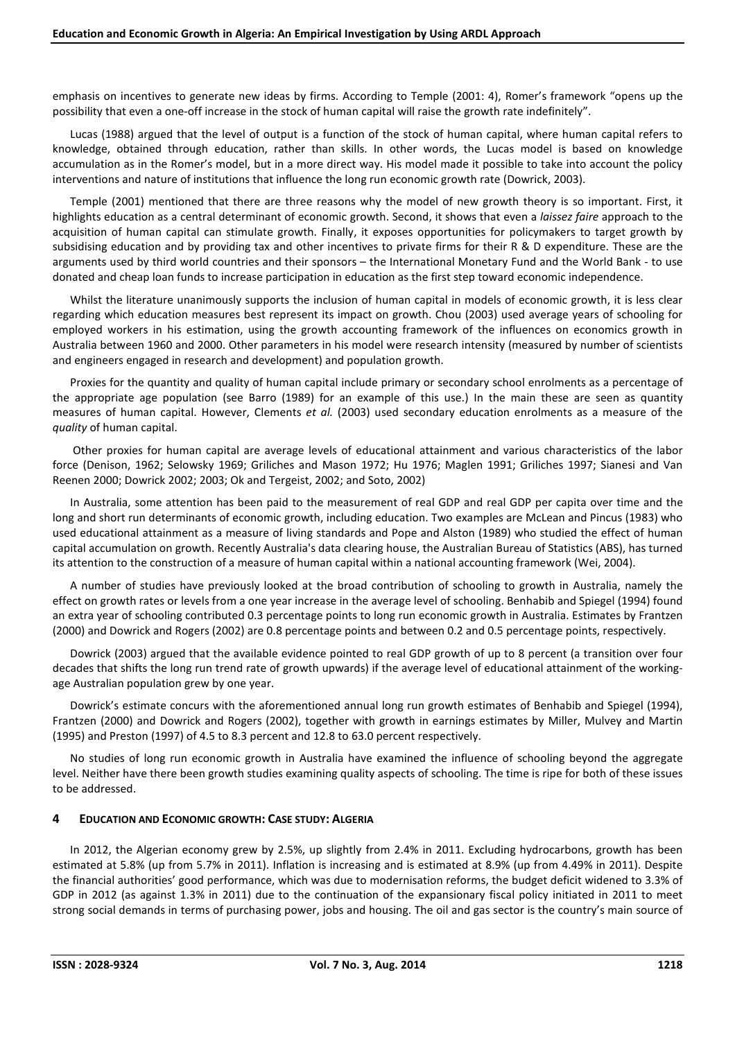emphasis on incentives to generate new ideas by firms. According to Temple (2001: 4), Romer's framework "opens up the possibility that even a one-off increase in the stock of human capital will raise the growth rate indefinitely".

Lucas (1988) argued that the level of output is a function of the stock of human capital, where human capital refers to knowledge, obtained through education, rather than skills. In other words, the Lucas model is based on knowledge accumulation as in the Romer's model, but in a more direct way. His model made it possible to take into account the policy interventions and nature of institutions that influence the long run economic growth rate (Dowrick, 2003).

Temple (2001) mentioned that there are three reasons why the model of new growth theory is so important. First, it highlights education as a central determinant of economic growth. Second, it shows that even a *laissez faire* approach to the acquisition of human capital can stimulate growth. Finally, it exposes opportunities for policymakers to target growth by subsidising education and by providing tax and other incentives to private firms for their R & D expenditure. These are the arguments used by third world countries and their sponsors – the International Monetary Fund and the World Bank - to use donated and cheap loan funds to increase participation in education as the first step toward economic independence.

Whilst the literature unanimously supports the inclusion of human capital in models of economic growth, it is less clear regarding which education measures best represent its impact on growth. Chou (2003) used average years of schooling for employed workers in his estimation, using the growth accounting framework of the influences on economics growth in Australia between 1960 and 2000. Other parameters in his model were research intensity (measured by number of scientists and engineers engaged in research and development) and population growth.

Proxies for the quantity and quality of human capital include primary or secondary school enrolments as a percentage of the appropriate age population (see Barro (1989) for an example of this use.) In the main these are seen as quantity measures of human capital. However, Clements *et al.* (2003) used secondary education enrolments as a measure of the *quality* of human capital.

Other proxies for human capital are average levels of educational attainment and various characteristics of the labor force (Denison, 1962; Selowsky 1969; Griliches and Mason 1972; Hu 1976; Maglen 1991; Griliches 1997; Sianesi and Van Reenen 2000; Dowrick 2002; 2003; Ok and Tergeist, 2002; and Soto, 2002)

In Australia, some attention has been paid to the measurement of real GDP and real GDP per capita over time and the long and short run determinants of economic growth, including education. Two examples are McLean and Pincus (1983) who used educational attainment as a measure of living standards and Pope and Alston (1989) who studied the effect of human capital accumulation on growth. Recently Australia's data clearing house, the Australian Bureau of Statistics (ABS), has turned its attention to the construction of a measure of human capital within a national accounting framework (Wei, 2004).

A number of studies have previously looked at the broad contribution of schooling to growth in Australia, namely the effect on growth rates or levels from a one year increase in the average level of schooling. Benhabib and Spiegel (1994) found an extra year of schooling contributed 0.3 percentage points to long run economic growth in Australia. Estimates by Frantzen (2000) and Dowrick and Rogers (2002) are 0.8 percentage points and between 0.2 and 0.5 percentage points, respectively.

Dowrick (2003) argued that the available evidence pointed to real GDP growth of up to 8 percent (a transition over four decades that shifts the long run trend rate of growth upwards) if the average level of educational attainment of the working-age Australian population grew by one year.

Dowrick's estimate concurs with the aforementioned annual long run growth estimates of Benhabib and Spiegel (1994), Frantzen (2000) and Dowrick and Rogers (2002), together with growth in earnings estimates by Miller, Mulvey and Martin (1995) and Preston (1997) of 4.5 to 8.3 percent and 12.8 to 63.0 percent respectively.

No studies of long run economic growth in Australia have examined the influence of schooling beyond the aggregate level. Neither have there been growth studies examining quality aspects of schooling. The time is ripe for both of these issues to be addressed.

## 4 Education and Economic growth: Case study: Algeria

In 2012, the Algerian economy grew by 2.5%, up slightly from 2.4% in 2011. Excluding hydrocarbons, growth has been estimated at 5.8% (up from 5.7% in 2011). Inflation is increasing and is estimated at 8.9% (up from 4.49% in 2011). Despite the financial authorities' good performance, which was due to modernisation reforms, the budget deficit widened to 3.3% of GDP in 2012 (as against 1.3% in 2011) due to the continuation of the expansionary fiscal policy initiated in 2011 to meet strong social demands in terms of purchasing power, jobs and housing. The oil and gas sector is the country's main source of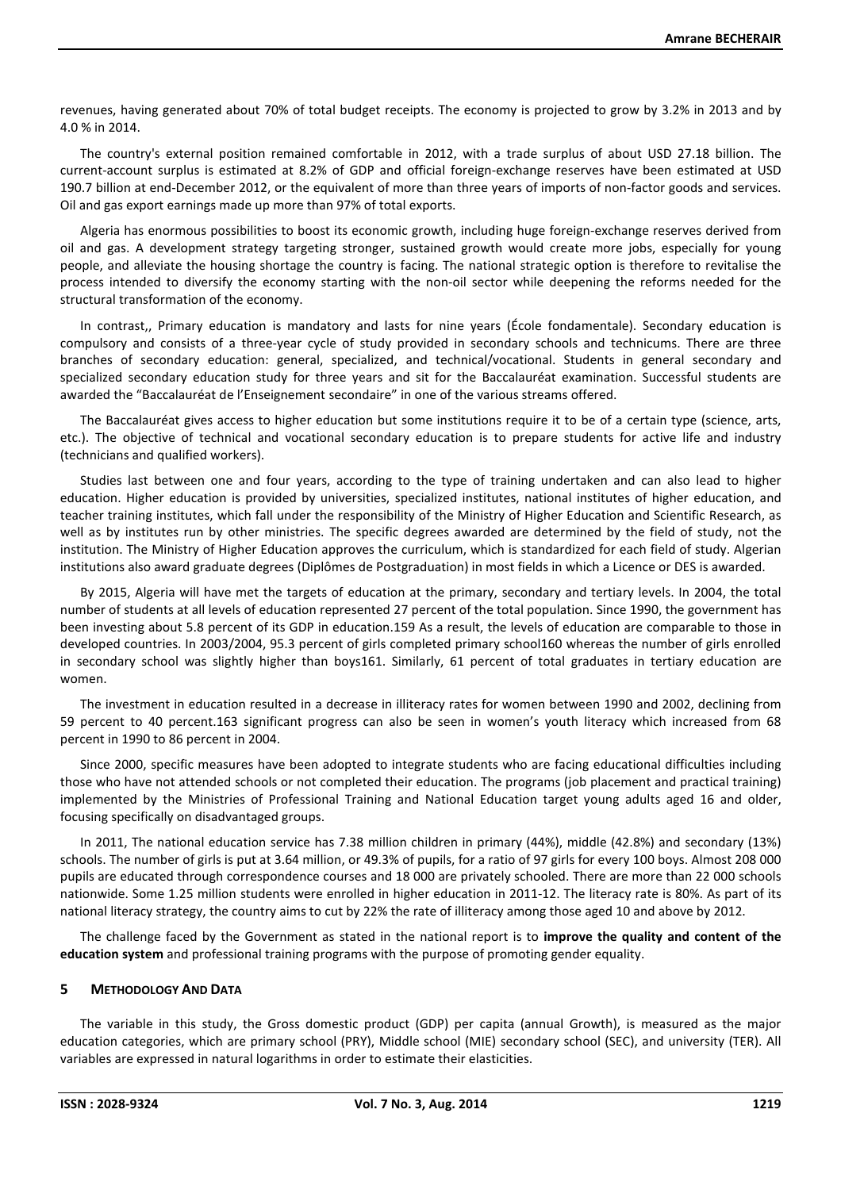revenues, having generated about 70% of total budget receipts. The economy is projected to grow by 3.2% in 2013 and by 4.0 % in 2014.

The country's external position remained comfortable in 2012, with a trade surplus of about USD 27.18 billion. The current-account surplus is estimated at 8.2% of GDP and official foreign-exchange reserves have been estimated at USD 190.7 billion at end-December 2012, or the equivalent of more than three years of imports of non-factor goods and services. Oil and gas export earnings made up more than 97% of total exports.

Algeria has enormous possibilities to boost its economic growth, including huge foreign-exchange reserves derived from oil and gas. A development strategy targeting stronger, sustained growth would create more jobs, especially for young people, and alleviate the housing shortage the country is facing. The national strategic option is therefore to revitalise the process intended to diversify the economy starting with the non-oil sector while deepening the reforms needed for the structural transformation of the economy.

In contrast,, Primary education is mandatory and lasts for nine years (École fondamentale). Secondary education is compulsory and consists of a three-year cycle of study provided in secondary schools and technicums. There are three branches of secondary education: general, specialized, and technical/vocational. Students in general secondary and specialized secondary education study for three years and sit for the Baccalauréat examination. Successful students are awarded the “Baccalauréat de l’Enseignement secondaire” in one of the various streams offered.

The Baccalauréat gives access to higher education but some institutions require it to be of a certain type (science, arts, etc.). The objective of technical and vocational secondary education is to prepare students for active life and industry (technicians and qualified workers).

Studies last between one and four years, according to the type of training undertaken and can also lead to higher education. Higher education is provided by universities, specialized institutes, national institutes of higher education, and teacher training institutes, which fall under the responsibility of the Ministry of Higher Education and Scientific Research, as well as by institutes run by other ministries. The specific degrees awarded are determined by the field of study, not the institution. The Ministry of Higher Education approves the curriculum, which is standardized for each field of study. Algerian institutions also award graduate degrees (Diplômes de Postgraduation) in most fields in which a Licence or DES is awarded.

By 2015, Algeria will have met the targets of education at the primary, secondary and tertiary levels. In 2004, the total number of students at all levels of education represented 27 percent of the total population. Since 1990, the government has been investing about 5.8 percent of its GDP in education.159 As a result, the levels of education are comparable to those in developed countries. In 2003/2004, 95.3 percent of girls completed primary school160 whereas the number of girls enrolled in secondary school was slightly higher than boys161. Similarly, 61 percent of total graduates in tertiary education are women.

The investment in education resulted in a decrease in illiteracy rates for women between 1990 and 2002, declining from 59 percent to 40 percent.163 significant progress can also be seen in women’s youth literacy which increased from 68 percent in 1990 to 86 percent in 2004.

Since 2000, specific measures have been adopted to integrate students who are facing educational difficulties including those who have not attended schools or not completed their education. The programs (job placement and practical training) implemented by the Ministries of Professional Training and National Education target young adults aged 16 and older, focusing specifically on disadvantaged groups.

In 2011, The national education service has 7.38 million children in primary (44%), middle (42.8%) and secondary (13%) schools. The number of girls is put at 3.64 million, or 49.3% of pupils, for a ratio of 97 girls for every 100 boys. Almost 208 000 pupils are educated through correspondence courses and 18 000 are privately schooled. There are more than 22 000 schools nationwide. Some 1.25 million students were enrolled in higher education in 2011-12. The literacy rate is 80%. As part of its national literacy strategy, the country aims to cut by 22% the rate of illiteracy among those aged 10 and above by 2012.

The challenge faced by the Government as stated in the national report is to **improve the quality and content of the education system** and professional training programs with the purpose of promoting gender equality.

## 5 METHODOLOGY AND DATA

The variable in this study, the Gross domestic product (GDP) per capita (annual Growth), is measured as the major education categories, which are primary school (PRY), Middle school (MIE) secondary school (SEC), and university (TER). All variables are expressed in natural logarithms in order to estimate their elasticities.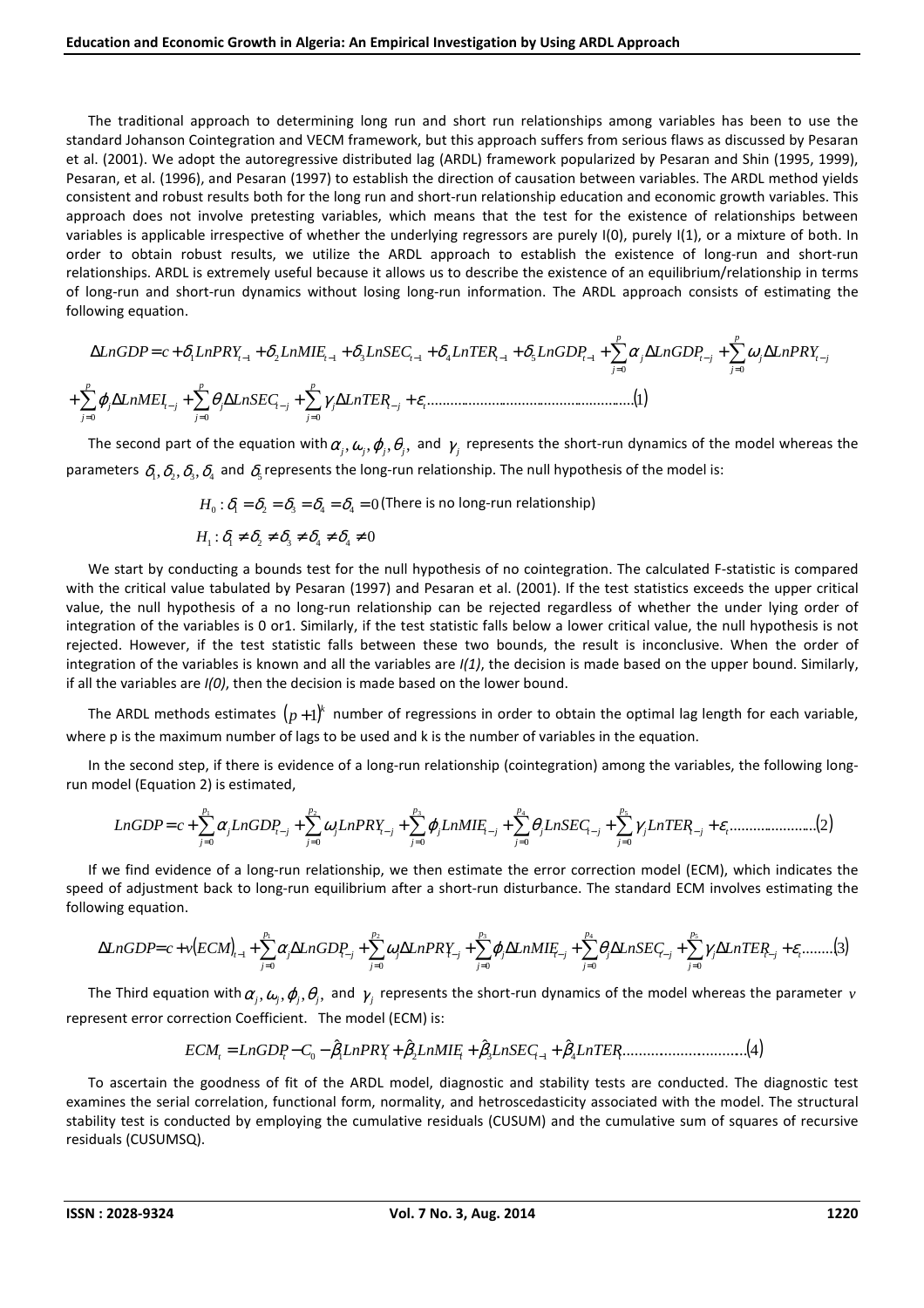The traditional approach to determining long run and short run relationships among variables has been to use the standard Johanson Cointegration and VECM framework, but this approach suffers from serious flaws as discussed by Pesaran et al. (2001). We adopt the autoregressive distributed lag (ARDL) framework popularized by Pesaran and Shin (1995, 1999), Pesaran, et al. (1996), and Pesaran (1997) to establish the direction of causation between variables. The ARDL method yields consistent and robust results both for the long run and short-run relationship education and economic growth variables. This approach does not involve pretesting variables, which means that the test for the existence of relationships between variables is applicable irrespective of whether the underlying regressors are purely I(0), purely I(1), or a mixture of both. In order to obtain robust results, we utilize the ARDL approach to establish the existence of long-run and short-run relationships. ARDL is extremely useful because it allows us to describe the existence of an equilibrium/relationship in terms of long-run and short-run dynamics without losing long-run information. The ARDL approach consists of estimating the following equation.

$$\Delta LnGDP = c + \delta_1 LnPRY_{t-1} + \delta_2 LnMIE_{t-1} + \delta_3 LnSEC_{t-1} + \delta_4 LnTER_{t-1} + \delta_5 LnGDP_{t-1} + \sum_{j=0}^{p} \alpha_j \Delta LnGDP_{t-j} + \sum_{j=0}^{p} \omega_j \Delta LnPRY_{t-j}$$

$$+ \sum_{j=0}^{p} \varphi_j \Delta LnMEI_{t-j} + \sum_{j=0}^{p} \theta_j \Delta LnSEC_{t-j} + \sum_{j=0}^{p} \gamma_j \Delta LnTER_{t-j} + \varepsilon_t \text{..................................................}(1)$$

The second part of the equation with $\alpha_j, \omega_j, \varphi_j, \theta_j,$ and $\gamma_j$ represents the short-run dynamics of the model whereas the parameters $\delta_1, \delta_2, \delta_3, \delta_4$ and $\delta_5$ represents the long-run relationship. The null hypothesis of the model is:

$H_0 : \delta_1 = \delta_2 = \delta_3 = \delta_4 = \delta_4 = 0$ (There is no long-run relationship)

$H_1 : \delta_1 \neq \delta_2 \neq \delta_3 \neq \delta_4 \neq \delta_4 \neq 0$

We start by conducting a bounds test for the null hypothesis of no cointegration. The calculated F-statistic is compared with the critical value tabulated by Pesaran (1997) and Pesaran et al. (2001). If the test statistics exceeds the upper critical value, the null hypothesis of a no long-run relationship can be rejected regardless of whether the under lying order of integration of the variables is 0 or1. Similarly, if the test statistic falls below a lower critical value, the null hypothesis is not rejected. However, if the test statistic falls between these two bounds, the result is inconclusive. When the order of integration of the variables is known and all the variables are *I(1)*, the decision is made based on the upper bound. Similarly, if all the variables are *I(0)*, then the decision is made based on the lower bound.

The ARDL methods estimates $(p+1)^k$ number of regressions in order to obtain the optimal lag length for each variable, where p is the maximum number of lags to be used and k is the number of variables in the equation.

In the second step, if there is evidence of a long-run relationship (cointegration) among the variables, the following long-run model (Equation 2) is estimated,

$$LnGDP = c + \sum_{j=0}^{p_1} \alpha_j LnGDP_{t-j} + \sum_{j=0}^{p_2} \omega_j LnPRY_{t-j} + \sum_{j=0}^{p_3} \varphi_j LnMIE_{t-j} + \sum_{j=0}^{p_4} \theta_j LnSEC_{t-j} + \sum_{j=0}^{p_5} \gamma_j LnTER_{t-j} + \varepsilon_t \text{......................}(2)$$

If we find evidence of a long-run relationship, we then estimate the error correction model (ECM), which indicates the speed of adjustment back to long-run equilibrium after a short-run disturbance. The standard ECM involves estimating the following equation.

$$\Delta LnGDP = c + v(ECM)_{t-1} + \sum_{j=0}^{p_1} \alpha_j \Delta LnGDP_{t-j} + \sum_{j=0}^{p_2} \omega_j \Delta LnPRY_{t-j} + \sum_{j=0}^{p_3} \varphi_j \Delta LnMIE_{t-j} + \sum_{j=0}^{p_4} \theta_j \Delta LnSEC_{t-j} + \sum_{j=0}^{p_5} \gamma_j \Delta LnTER_{t-j} + \varepsilon_t \text{........}(3)$$

The Third equation with $\alpha_j, \omega_j, \varphi_j, \theta_j,$ and $\gamma_j$ represents the short-run dynamics of the model whereas the parameter $v$ represent error correction Coefficient. The model (ECM) is:

$$ECM_t = LnGDP_t - C_0 - \hat{\beta}_1 LnPRY_t + \hat{\beta}_2 LnMIE_t + \hat{\beta}_3 LnSEC_{t-1} + \hat{\beta}_4 LnTER_t \text{..............................}(4)$$

To ascertain the goodness of fit of the ARDL model, diagnostic and stability tests are conducted. The diagnostic test examines the serial correlation, functional form, normality, and hetroscedasticity associated with the model. The structural stability test is conducted by employing the cumulative residuals (CUSUM) and the cumulative sum of squares of recursive residuals (CUSUMSQ).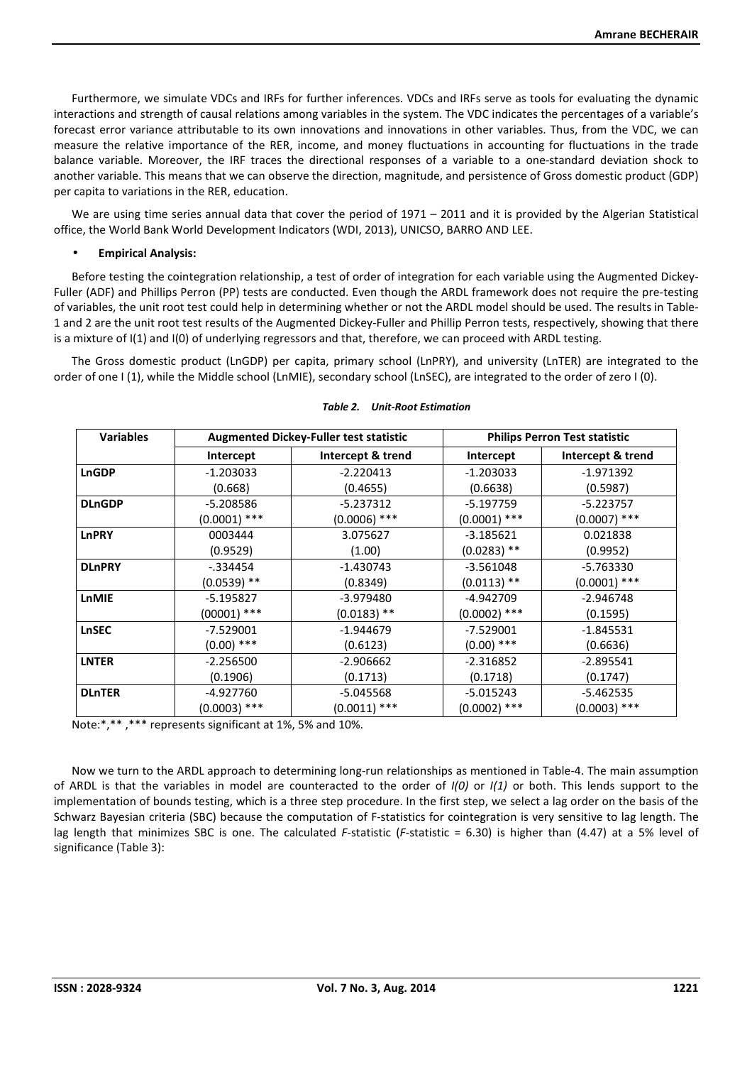Furthermore, we simulate VDCs and IRFs for further inferences. VDCs and IRFs serve as tools for evaluating the dynamic interactions and strength of causal relations among variables in the system. The VDC indicates the percentages of a variable's forecast error variance attributable to its own innovations and innovations in other variables. Thus, from the VDC, we can measure the relative importance of the RER, income, and money fluctuations in accounting for fluctuations in the trade balance variable. Moreover, the IRF traces the directional responses of a variable to a one-standard deviation shock to another variable. This means that we can observe the direction, magnitude, and persistence of Gross domestic product (GDP) per capita to variations in the RER, education.

We are using time series annual data that cover the period of 1971 – 2011 and it is provided by the Algerian Statistical office, the World Bank World Development Indicators (WDI, 2013), UNICSO, BARRO AND LEE.

- **Empirical Analysis:**

Before testing the cointegration relationship, a test of order of integration for each variable using the Augmented Dickey-Fuller (ADF) and Phillips Perron (PP) tests are conducted. Even though the ARDL framework does not require the pre-testing of variables, the unit root test could help in determining whether or not the ARDL model should be used. The results in Table-1 and 2 are the unit root test results of the Augmented Dickey-Fuller and Phillip Perron tests, respectively, showing that there is a mixture of I(1) and I(0) of underlying regressors and that, therefore, we can proceed with ARDL testing.

The Gross domestic product (LnGDP) per capita, primary school (LnPRY), and university (LnTER) are integrated to the order of one I (1), while the Middle school (LnMIE), secondary school (LnSEC), are integrated to the order of zero I (0).

***Table 2. Unit-Root Estimation***

| Variables | Augmented Dickey-Fuller test statistic | | Philips Perron Test statistic | |
|---|---|---|---|---|
| | Intercept | Intercept & trend | Intercept | Intercept & trend |
| **LnGDP** | -1.203033<br>(0.668) | -2.220413<br>(0.4655) | -1.203033<br>(0.6638) | -1.971392<br>(0.5987) |
| **DLnGDP** | -5.208586<br>(0.0001) *** | -5.237312<br>(0.0006) *** | -5.197759<br>(0.0001) *** | -5.223757<br>(0.0007) *** |
| **LnPRY** | 0003444<br>(0.9529) | 3.075627<br>(1.00) | -3.185621<br>(0.0283) ** | 0.021838<br>(0.9952) |
| **DLnPRY** | -.334454<br>(0.0539) ** | -1.430743<br>(0.8349) | -3.561048<br>(0.0113) ** | -5.763330<br>(0.0001) *** |
| **LnMIE** | -5.195827<br>(00001) *** | -3.979480<br>(0.0183) ** | -4.942709<br>(0.0002) *** | -2.946748<br>(0.1595) |
| **LnSEC** | -7.529001<br>(0.00) *** | -1.944679<br>(0.6123) | -7.529001<br>(0.00) *** | -1.845531<br>(0.6636) |
| **LNTER** | -2.256500<br>(0.1906) | -2.906662<br>(0.1713) | -2.316852<br>(0.1718) | -2.895541<br>(0.1747) |
| **DLnTER** | -4.927760<br>(0.0003) *** | -5.045568<br>(0.0011) *** | -5.015243<br>(0.0002) *** | -5.462535<br>(0.0003) *** |

Note:*,** ,*** represents significant at 1%, 5% and 10%.

Now we turn to the ARDL approach to determining long-run relationships as mentioned in Table-4. The main assumption of ARDL is that the variables in model are counteracted to the order of *I(0)* or *I(1)* or both. This lends support to the implementation of bounds testing, which is a three step procedure. In the first step, we select a lag order on the basis of the Schwarz Bayesian criteria (SBC) because the computation of F-statistics for cointegration is very sensitive to lag length. The lag length that minimizes SBC is one. The calculated *F*-statistic (*F*-statistic = 6.30) is higher than (4.47) at a 5% level of significance (Table 3):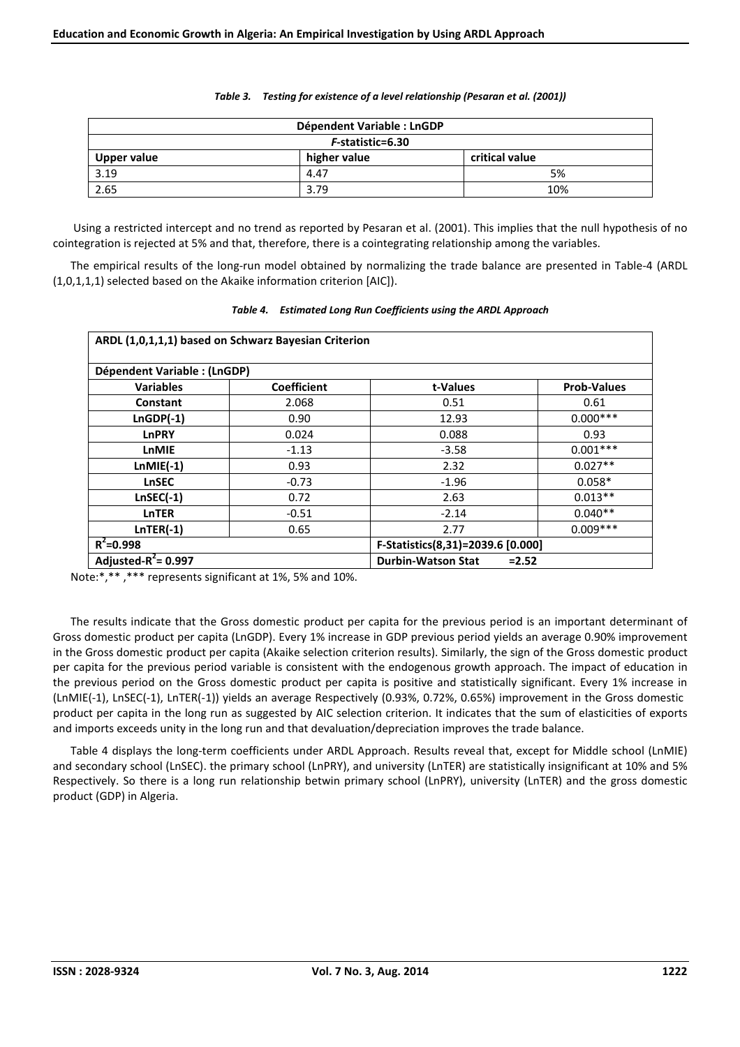*Table 3. Testing for existence of a level relationship (Pesaran et al. (2001))*

| Dépendent Variable : LnGDP | | |
|---|---|---|
| *F*-statistic=6.30 | | |
| **Upper value** | **higher value** | **critical value** |
| 3.19 | 4.47 | 5% |
| 2.65 | 3.79 | 10% |

Using a restricted intercept and no trend as reported by Pesaran et al. (2001). This implies that the null hypothesis of no cointegration is rejected at 5% and that, therefore, there is a cointegrating relationship among the variables.

The empirical results of the long-run model obtained by normalizing the trade balance are presented in Table-4 (ARDL (1,0,1,1,1) selected based on the Akaike information criterion [AIC]).

*Table 4. Estimated Long Run Coefficients using the ARDL Approach*

| ARDL (1,0,1,1,1) based on Schwarz Bayesian Criterion | | | |
|---|---|---|---|
| **Dépendent Variable : (LnGDP)** | | | |
| **Variables** | **Coefficient** | **t-Values** | **Prob-Values** |
| **Constant** | 2.068 | 0.51 | 0.61 |
| **LnGDP(-1)** | 0.90 | 12.93 | 0.000*** |
| **LnPRY** | 0.024 | 0.088 | 0.93 |
| **LnMIE** | -1.13 | -3.58 | 0.001*** |
| **LnMIE(-1)** | 0.93 | 2.32 | 0.027** |
| **LnSEC** | -0.73 | -1.96 | 0.058* |
| **LnSEC(-1)** | 0.72 | 2.63 | 0.013** |
| **LnTER** | -0.51 | -2.14 | 0.040** |
| **LnTER(-1)** | 0.65 | 2.77 | 0.009*** |
| $R^2$=0.998 | | F-Statistics(8,31)=2039.6 [0.000] | |
| Adjusted-$R^2$= 0.997 | | **Durbin-Watson Stat =2.52** | |

Note:*,** ,*** represents significant at 1%, 5% and 10%.

The results indicate that the Gross domestic product per capita for the previous period is an important determinant of Gross domestic product per capita (LnGDP). Every 1% increase in GDP previous period yields an average 0.90% improvement in the Gross domestic product per capita (Akaike selection criterion results). Similarly, the sign of the Gross domestic product per capita for the previous period variable is consistent with the endogenous growth approach. The impact of education in the previous period on the Gross domestic product per capita is positive and statistically significant. Every 1% increase in (LnMIE(-1), LnSEC(-1), LnTER(-1)) yields an average Respectively (0.93%, 0.72%, 0.65%) improvement in the Gross domestic product per capita in the long run as suggested by AIC selection criterion. It indicates that the sum of elasticities of exports and imports exceeds unity in the long run and that devaluation/depreciation improves the trade balance.

Table 4 displays the long-term coefficients under ARDL Approach. Results reveal that, except for Middle school (LnMIE) and secondary school (LnSEC). the primary school (LnPRY), and university (LnTER) are statistically insignificant at 10% and 5% Respectively. So there is a long run relationship betwin primary school (LnPRY), university (LnTER) and the gross domestic product (GDP) in Algeria.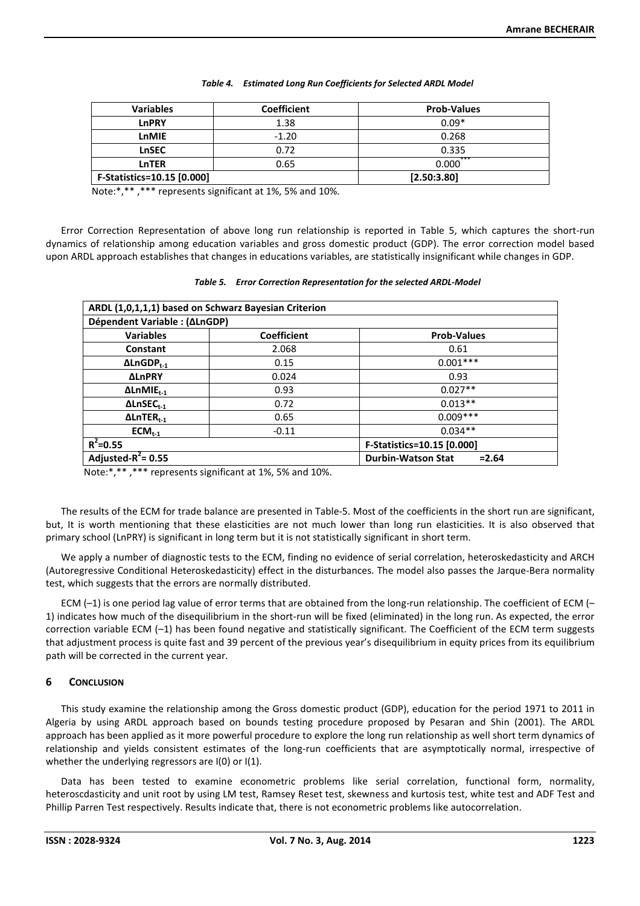*Table 4. Estimated Long Run Coefficients for Selected ARDL Model*

| Variables | Coefficient | Prob-Values |
|---|---|---|
| **LnPRY** | 1.38 | 0.09* |
| **LnMIE** | -1.20 | 0.268 |
| **LnSEC** | 0.72 | 0.335 |
| **LnTER** | 0.65 | 0.000*** |
| **F-Statistics=10.15 [0.000]** | | **[2.50:3.80]** |

Note:*,** ,*** represents significant at 1%, 5% and 10%.

Error Correction Representation of above long run relationship is reported in Table 5, which captures the short-run dynamics of relationship among education variables and gross domestic product (GDP). The error correction model based upon ARDL approach establishes that changes in educations variables, are statistically insignificant while changes in GDP.

*Table 5. Error Correction Representation for the selected ARDL-Model*

| **ARDL (1,0,1,1,1) based on Schwarz Bayesian Criterion** | | |
|---|---|---|
| **Dépendent Variable : (ΔLnGDP)** | | |
| **Variables** | **Coefficient** | **Prob-Values** |
| **Constant** | 2.068 | 0.61 |
| **$\Delta LnGDP_{t-1}$** | 0.15 | 0.001*** |
| **ΔLnPRY** | 0.024 | 0.93 |
| **$\Delta LnMIE_{t-1}$** | 0.93 | 0.027** |
| **$\Delta LnSEC_{t-1}$** | 0.72 | 0.013** |
| **$\Delta LnTER_{t-1}$** | 0.65 | 0.009*** |
| **$ECM_{t-1}$** | -0.11 | 0.034** |
| **$R^2$=0.55** | | **F-Statistics=10.15 [0.000]** |
| **Adjusted-$R^2$= 0.55** | | **Durbin-Watson Stat =2.64** |

Note:*,** ,*** represents significant at 1%, 5% and 10%.

The results of the ECM for trade balance are presented in Table-5. Most of the coefficients in the short run are significant, but, It is worth mentioning that these elasticities are not much lower than long run elasticities. It is also observed that primary school (LnPRY) is significant in long term but it is not statistically significant in short term.

We apply a number of diagnostic tests to the ECM, finding no evidence of serial correlation, heteroskedasticity and ARCH (Autoregressive Conditional Heteroskedasticity) effect in the disturbances. The model also passes the Jarque-Bera normality test, which suggests that the errors are normally distributed.

ECM (–1) is one period lag value of error terms that are obtained from the long-run relationship. The coefficient of ECM (–1) indicates how much of the disequilibrium in the short-run will be fixed (eliminated) in the long run. As expected, the error correction variable ECM (–1) has been found negative and statistically significant. The Coefficient of the ECM term suggests that adjustment process is quite fast and 39 percent of the previous year's disequilibrium in equity prices from its equilibrium path will be corrected in the current year.

## 6 CONCLUSION

This study examine the relationship among the Gross domestic product (GDP), education for the period 1971 to 2011 in Algeria by using ARDL approach based on bounds testing procedure proposed by Pesaran and Shin (2001). The ARDL approach has been applied as it more powerful procedure to explore the long run relationship as well short term dynamics of relationship and yields consistent estimates of the long-run coefficients that are asymptotically normal, irrespective of whether the underlying regressors are I(0) or I(1).

Data has been tested to examine econometric problems like serial correlation, functional form, normality, heteroscdasticity and unit root by using LM test, Ramsey Reset test, skewness and kurtosis test, white test and ADF Test and Phillip Parren Test respectively. Results indicate that, there is not econometric problems like autocorrelation.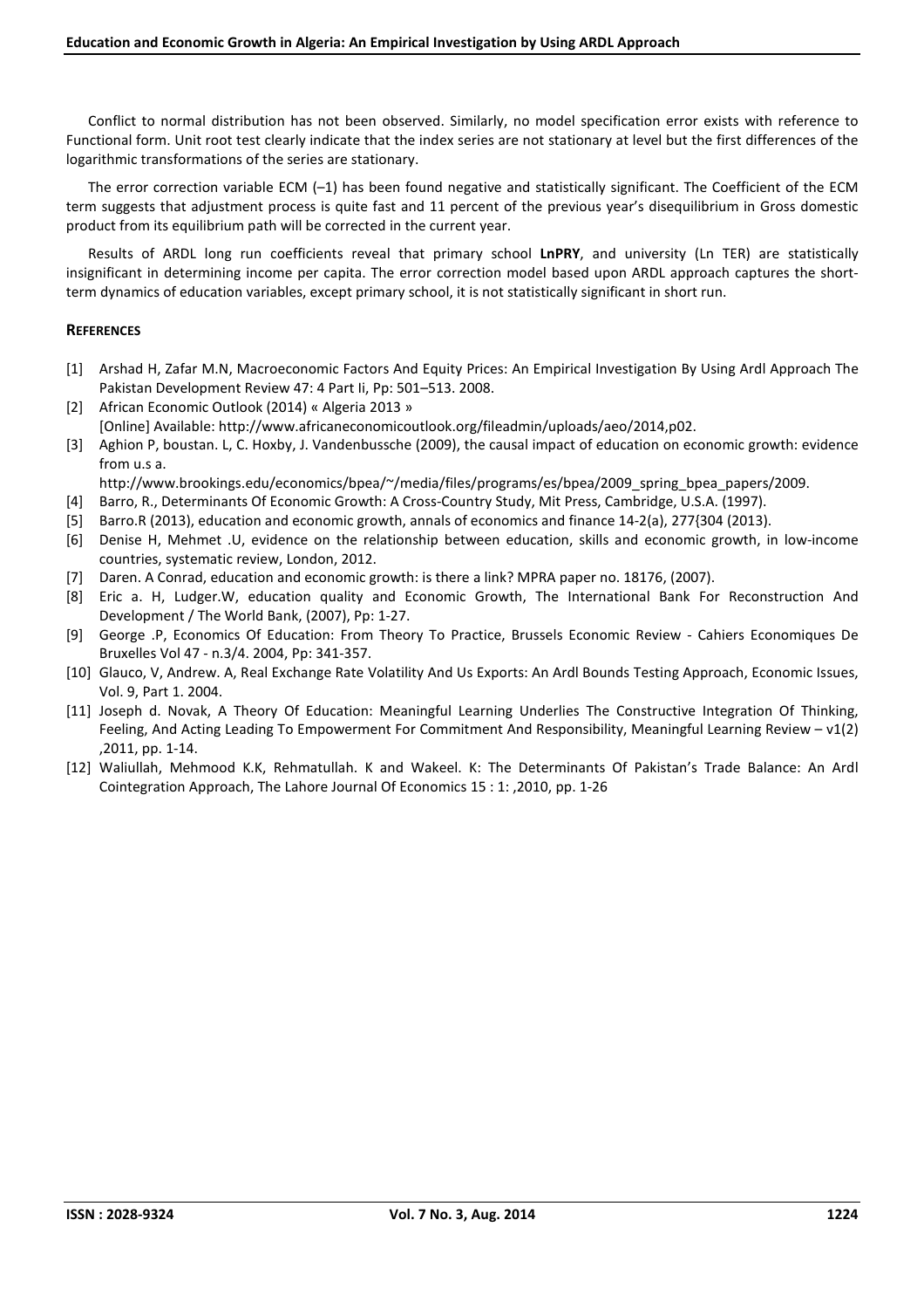Conflict to normal distribution has not been observed. Similarly, no model specification error exists with reference to Functional form. Unit root test clearly indicate that the index series are not stationary at level but the first differences of the logarithmic transformations of the series are stationary.

The error correction variable ECM (–1) has been found negative and statistically significant. The Coefficient of the ECM term suggests that adjustment process is quite fast and 11 percent of the previous year's disequilibrium in Gross domestic product from its equilibrium path will be corrected in the current year.

Results of ARDL long run coefficients reveal that primary school **LnPRY**, and university (Ln TER) are statistically insignificant in determining income per capita. The error correction model based upon ARDL approach captures the short-term dynamics of education variables, except primary school, it is not statistically significant in short run.

## REFERENCES

[1] Arshad H, Zafar M.N, Macroeconomic Factors And Equity Prices: An Empirical Investigation By Using Ardl Approach The Pakistan Development Review 47: 4 Part Ii, Pp: 501–513. 2008.

[2] African Economic Outlook (2014) « Algeria 2013 » [Online] Available: http://www.africaneconomicoutlook.org/fileadmin/uploads/aeo/2014,p02.

[3] Aghion P, boustan. L, C. Hoxby, J. Vandenbussche (2009), the causal impact of education on economic growth: evidence from u.s a. http://www.brookings.edu/economics/bpea/~/media/files/programs/es/bpea/2009_spring_bpea_papers/2009.

[4] Barro, R., Determinants Of Economic Growth: A Cross-Country Study, Mit Press, Cambridge, U.S.A. (1997).

[5] Barro.R (2013), education and economic growth, annals of economics and finance 14-2(a), 277{304 (2013).

[6] Denise H, Mehmet .U, evidence on the relationship between education, skills and economic growth, in low-income countries, systematic review, London, 2012.

[7] Daren. A Conrad, education and economic growth: is there a link? MPRA paper no. 18176, (2007).

[8] Eric a. H, Ludger.W, education quality and Economic Growth, The International Bank For Reconstruction And Development / The World Bank, (2007), Pp: 1-27.

[9] George .P, Economics Of Education: From Theory To Practice, Brussels Economic Review - Cahiers Economiques De Bruxelles Vol 47 - n.3/4. 2004, Pp: 341-357.

[10] Glauco, V, Andrew. A, Real Exchange Rate Volatility And Us Exports: An Ardl Bounds Testing Approach, Economic Issues, Vol. 9, Part 1. 2004.

[11] Joseph d. Novak, A Theory Of Education: Meaningful Learning Underlies The Constructive Integration Of Thinking, Feeling, And Acting Leading To Empowerment For Commitment And Responsibility, Meaningful Learning Review – v1(2) ,2011, pp. 1-14.

[12] Waliullah, Mehmood K.K, Rehmatullah. K and Wakeel. K: The Determinants Of Pakistan's Trade Balance: An Ardl Cointegration Approach, The Lahore Journal Of Economics 15 : 1: ,2010, pp. 1-26